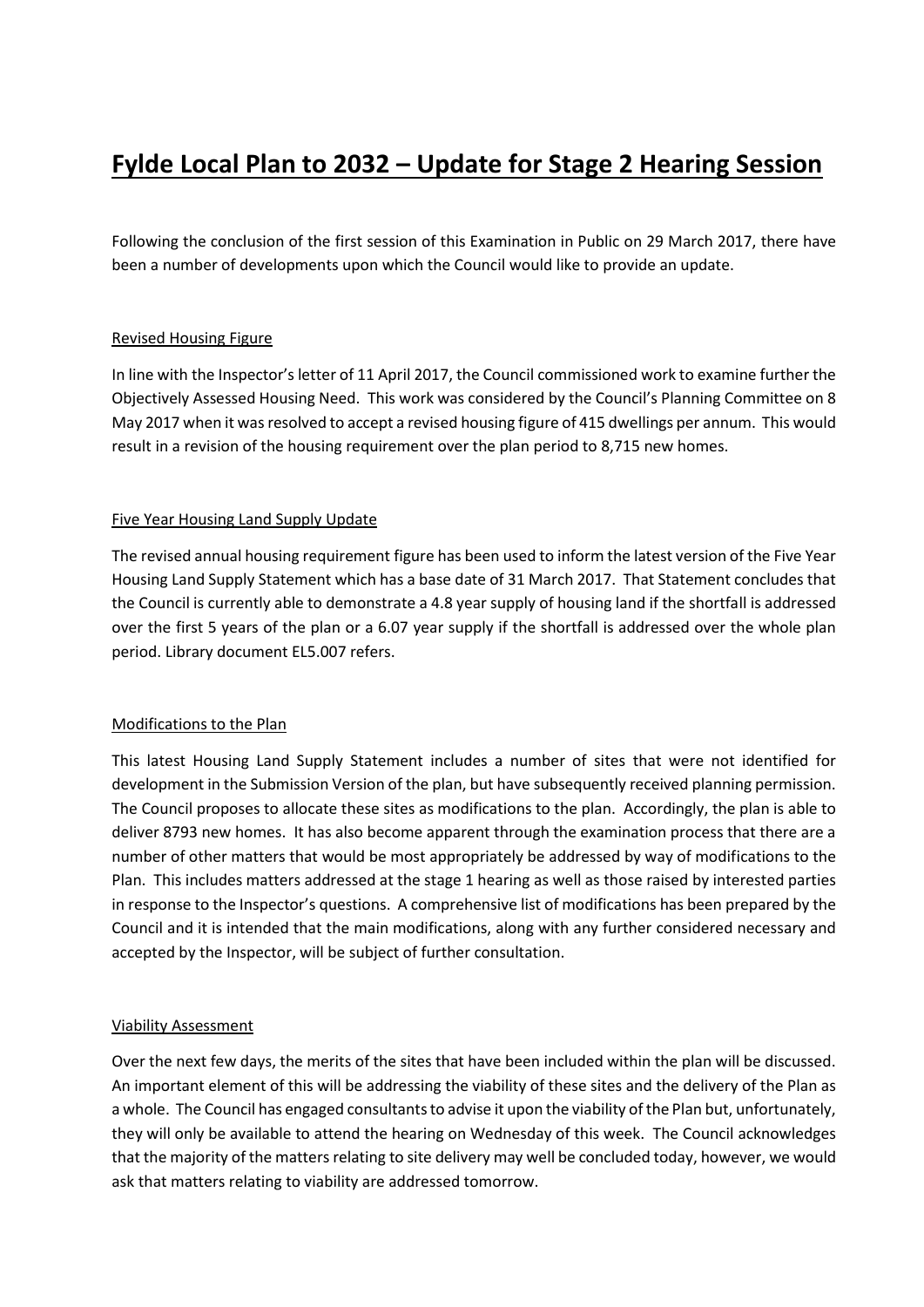# Fylde Local Plan to 2032 – Update for Stage 2 Hearing Session

Following the conclusion of the first session of this Examination in Public on 29 March 2017, there have been a number of developments upon which the Council would like to provide an update.

## Revised Housing Figure

In line with the Inspector's letter of 11 April 2017, the Council commissioned work to examine further the Objectively Assessed Housing Need. This work was considered by the Council's Planning Committee on 8 May 2017 when it was resolved to accept a revised housing figure of 415 dwellings per annum. This would result in a revision of the housing requirement over the plan period to 8,715 new homes.

## Five Year Housing Land Supply Update

The revised annual housing requirement figure has been used to inform the latest version of the Five Year Housing Land Supply Statement which has a base date of 31 March 2017. That Statement concludes that the Council is currently able to demonstrate a 4.8 year supply of housing land if the shortfall is addressed over the first 5 years of the plan or a 6.07 year supply if the shortfall is addressed over the whole plan period. Library document EL5.007 refers.

## Modifications to the Plan

This latest Housing Land Supply Statement includes a number of sites that were not identified for development in the Submission Version of the plan, but have subsequently received planning permission. The Council proposes to allocate these sites as modifications to the plan. Accordingly, the plan is able to deliver 8793 new homes. It has also become apparent through the examination process that there are a number of other matters that would be most appropriately be addressed by way of modifications to the Plan. This includes matters addressed at the stage 1 hearing as well as those raised by interested parties in response to the Inspector's questions. A comprehensive list of modifications has been prepared by the Council and it is intended that the main modifications, along with any further considered necessary and accepted by the Inspector, will be subject of further consultation.

## Viability Assessment

Over the next few days, the merits of the sites that have been included within the plan will be discussed. An important element of this will be addressing the viability of these sites and the delivery of the Plan as a whole. The Council has engaged consultants to advise it upon the viability of the Plan but, unfortunately, they will only be available to attend the hearing on Wednesday of this week. The Council acknowledges that the majority of the matters relating to site delivery may well be concluded today, however, we would ask that matters relating to viability are addressed tomorrow.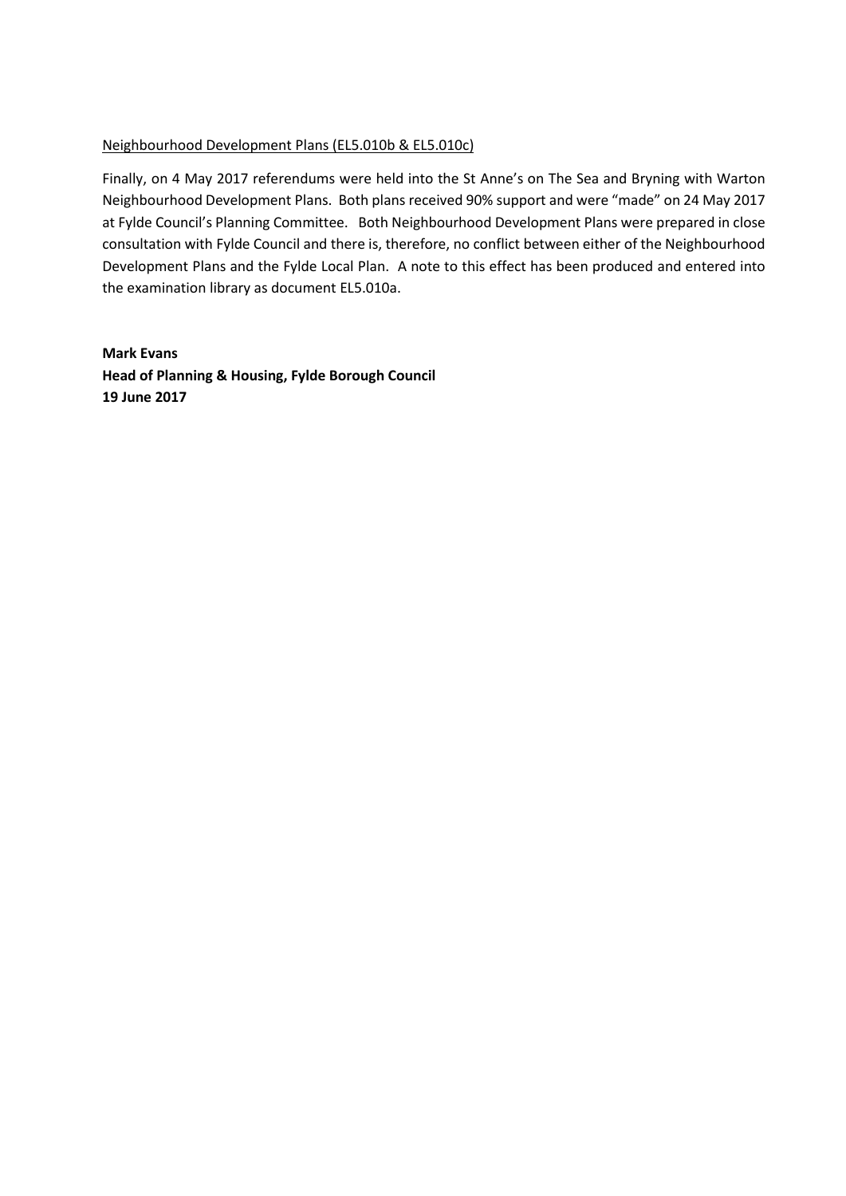Neighbourhood Development Plans (EL5.010b & EL5.010c)

Finally, on 4 May 2017 referendums were held into the St Anne's on The Sea and Bryning with Warton Neighbourhood Development Plans. Both plans received 90% support and were "made" on 24 May 2017 at Fylde Council's Planning Committee. Both Neighbourhood Development Plans were prepared in close consultation with Fylde Council and there is, therefore, no conflict between either of the Neighbourhood Development Plans and the Fylde Local Plan. A note to this effect has been produced and entered into the examination library as document EL5.010a.

**Mark Evans**
**Head of Planning & Housing, Fylde Borough Council**
**19 June 2017**